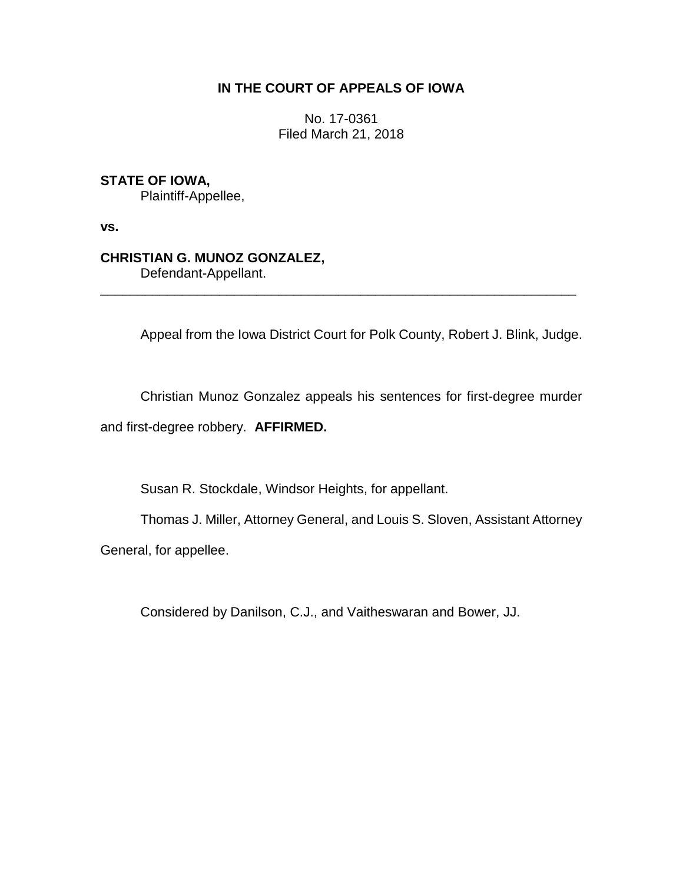**IN THE COURT OF APPEALS OF IOWA**

No. 17-0361
Filed March 21, 2018

**STATE OF IOWA,**
Plaintiff-Appellee,

**vs.**

**CHRISTIAN G. MUNOZ GONZALEZ,**
Defendant-Appellant.

---

Appeal from the Iowa District Court for Polk County, Robert J. Blink, Judge.

Christian Munoz Gonzalez appeals his sentences for first-degree murder and first-degree robbery. **AFFIRMED.**

Susan R. Stockdale, Windsor Heights, for appellant.

Thomas J. Miller, Attorney General, and Louis S. Sloven, Assistant Attorney General, for appellee.

Considered by Danilson, C.J., and Vaitheswaran and Bower, JJ.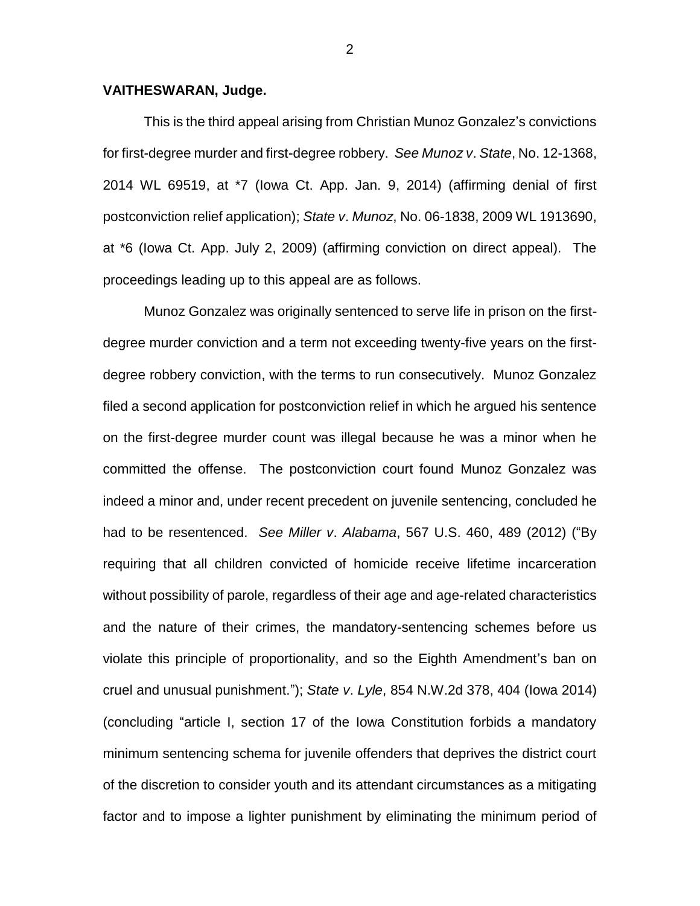**VAITHESWARAN, Judge.**

This is the third appeal arising from Christian Munoz Gonzalez's convictions for first-degree murder and first-degree robbery. *See Munoz v. State*, No. 12-1368, 2014 WL 69519, at *7 (Iowa Ct. App. Jan. 9, 2014) (affirming denial of first postconviction relief application); *State v. Munoz*, No. 06-1838, 2009 WL 1913690, at *6 (Iowa Ct. App. July 2, 2009) (affirming conviction on direct appeal). The proceedings leading up to this appeal are as follows.

Munoz Gonzalez was originally sentenced to serve life in prison on the first-degree murder conviction and a term not exceeding twenty-five years on the first-degree robbery conviction, with the terms to run consecutively. Munoz Gonzalez filed a second application for postconviction relief in which he argued his sentence on the first-degree murder count was illegal because he was a minor when he committed the offense. The postconviction court found Munoz Gonzalez was indeed a minor and, under recent precedent on juvenile sentencing, concluded he had to be resentenced. *See Miller v. Alabama*, 567 U.S. 460, 489 (2012) ("By requiring that all children convicted of homicide receive lifetime incarceration without possibility of parole, regardless of their age and age-related characteristics and the nature of their crimes, the mandatory-sentencing schemes before us violate this principle of proportionality, and so the Eighth Amendment's ban on cruel and unusual punishment."); *State v. Lyle*, 854 N.W.2d 378, 404 (Iowa 2014) (concluding "article I, section 17 of the Iowa Constitution forbids a mandatory minimum sentencing schema for juvenile offenders that deprives the district court of the discretion to consider youth and its attendant circumstances as a mitigating factor and to impose a lighter punishment by eliminating the minimum period of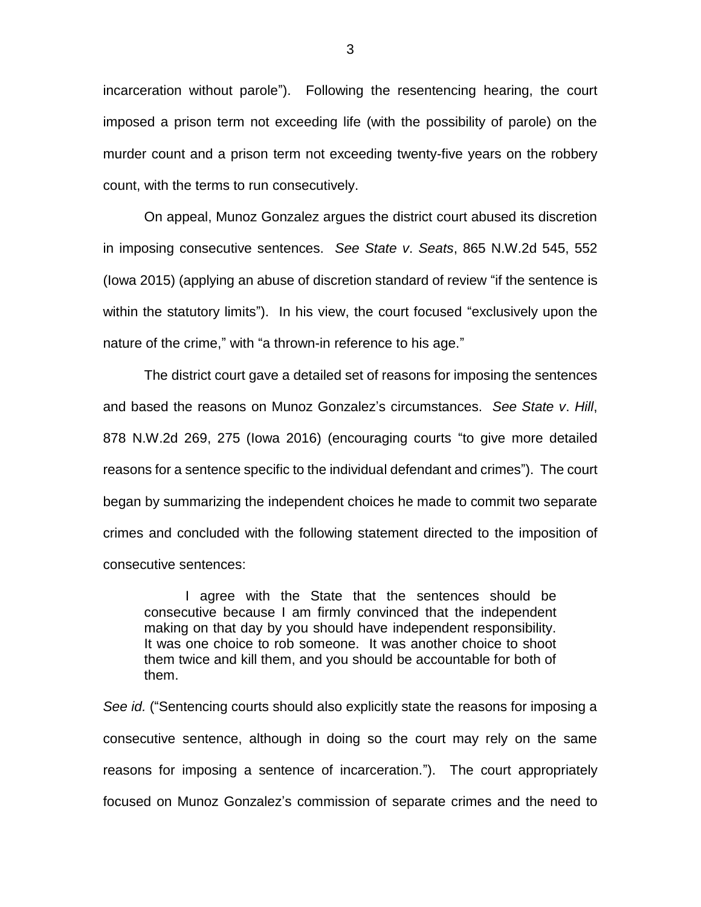incarceration without parole"). Following the resentencing hearing, the court imposed a prison term not exceeding life (with the possibility of parole) on the murder count and a prison term not exceeding twenty-five years on the robbery count, with the terms to run consecutively.

On appeal, Munoz Gonzalez argues the district court abused its discretion in imposing consecutive sentences. *See State v. Seats*, 865 N.W.2d 545, 552 (Iowa 2015) (applying an abuse of discretion standard of review "if the sentence is within the statutory limits"). In his view, the court focused "exclusively upon the nature of the crime," with "a thrown-in reference to his age."

The district court gave a detailed set of reasons for imposing the sentences and based the reasons on Munoz Gonzalez's circumstances. *See State v. Hill*, 878 N.W.2d 269, 275 (Iowa 2016) (encouraging courts "to give more detailed reasons for a sentence specific to the individual defendant and crimes"). The court began by summarizing the independent choices he made to commit two separate crimes and concluded with the following statement directed to the imposition of consecutive sentences:

> I agree with the State that the sentences should be consecutive because I am firmly convinced that the independent making on that day by you should have independent responsibility. It was one choice to rob someone. It was another choice to shoot them twice and kill them, and you should be accountable for both of them.

*See id.* ("Sentencing courts should also explicitly state the reasons for imposing a consecutive sentence, although in doing so the court may rely on the same reasons for imposing a sentence of incarceration."). The court appropriately focused on Munoz Gonzalez's commission of separate crimes and the need to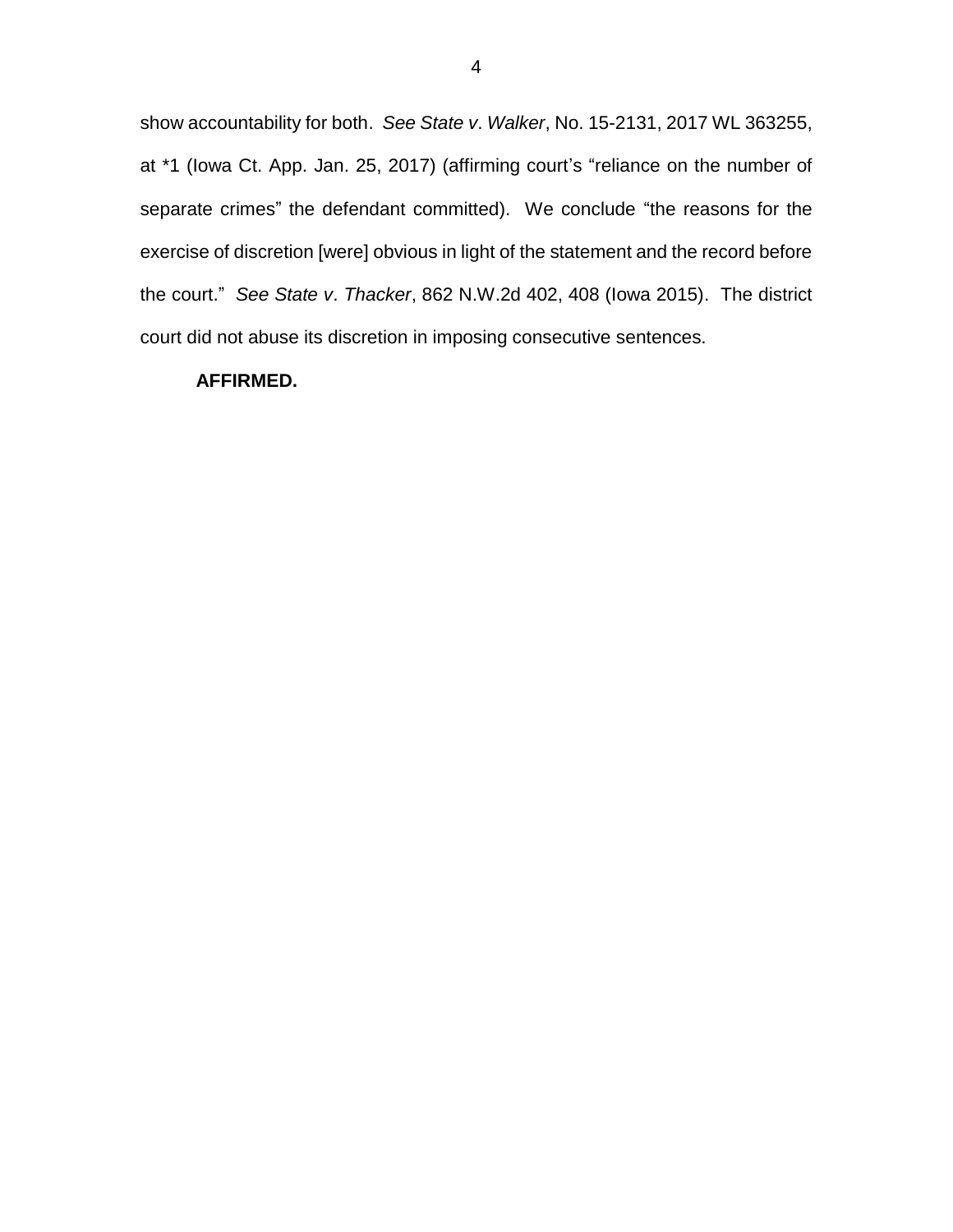show accountability for both. *See State v. Walker*, No. 15-2131, 2017 WL 363255, at *1 (Iowa Ct. App. Jan. 25, 2017) (affirming court's "reliance on the number of separate crimes" the defendant committed). We conclude "the reasons for the exercise of discretion [were] obvious in light of the statement and the record before the court." *See State v. Thacker*, 862 N.W.2d 402, 408 (Iowa 2015). The district court did not abuse its discretion in imposing consecutive sentences.

**AFFIRMED.**